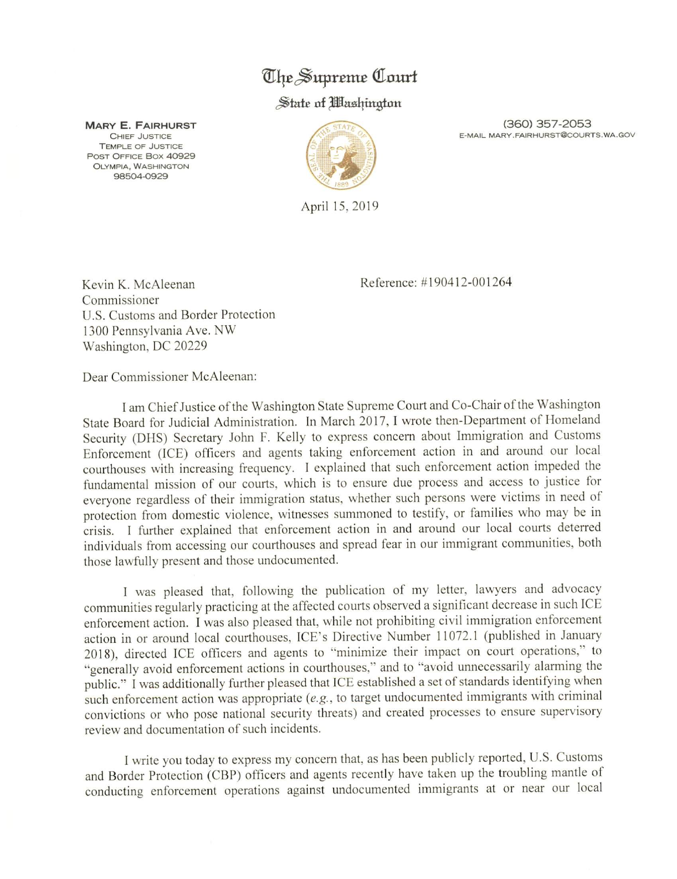# The Supreme Court

## State of Washington

**MARY E. FAIRHURST**
CHIEF JUSTICE
TEMPLE OF JUSTICE
POST OFFICE BOX 40929
OLYMPIA, WASHINGTON
98504-0929

(360) 357-2053
E-MAIL MARY.FAIRHURST@COURTS.WA.GOV

April 15, 2019

Kevin K. McAleenan
Commissioner
U.S. Customs and Border Protection
1300 Pennsylvania Ave. NW
Washington, DC 20229

Reference: #190412-001264

Dear Commissioner McAleenan:

I am Chief Justice of the Washington State Supreme Court and Co-Chair of the Washington State Board for Judicial Administration. In March 2017, I wrote then-Department of Homeland Security (DHS) Secretary John F. Kelly to express concern about Immigration and Customs Enforcement (ICE) officers and agents taking enforcement action in and around our local courthouses with increasing frequency. I explained that such enforcement action impeded the fundamental mission of our courts, which is to ensure due process and access to justice for everyone regardless of their immigration status, whether such persons were victims in need of protection from domestic violence, witnesses summoned to testify, or families who may be in crisis. I further explained that enforcement action in and around our local courts deterred individuals from accessing our courthouses and spread fear in our immigrant communities, both those lawfully present and those undocumented.

I was pleased that, following the publication of my letter, lawyers and advocacy communities regularly practicing at the affected courts observed a significant decrease in such ICE enforcement action. I was also pleased that, while not prohibiting civil immigration enforcement action in or around local courthouses, ICE's Directive Number 11072.1 (published in January 2018), directed ICE officers and agents to "minimize their impact on court operations," to "generally avoid enforcement actions in courthouses," and to "avoid unnecessarily alarming the public." I was additionally further pleased that ICE established a set of standards identifying when such enforcement action was appropriate (*e.g.*, to target undocumented immigrants with criminal convictions or who pose national security threats) and created processes to ensure supervisory review and documentation of such incidents.

I write you today to express my concern that, as has been publicly reported, U.S. Customs and Border Protection (CBP) officers and agents recently have taken up the troubling mantle of conducting enforcement operations against undocumented immigrants at or near our local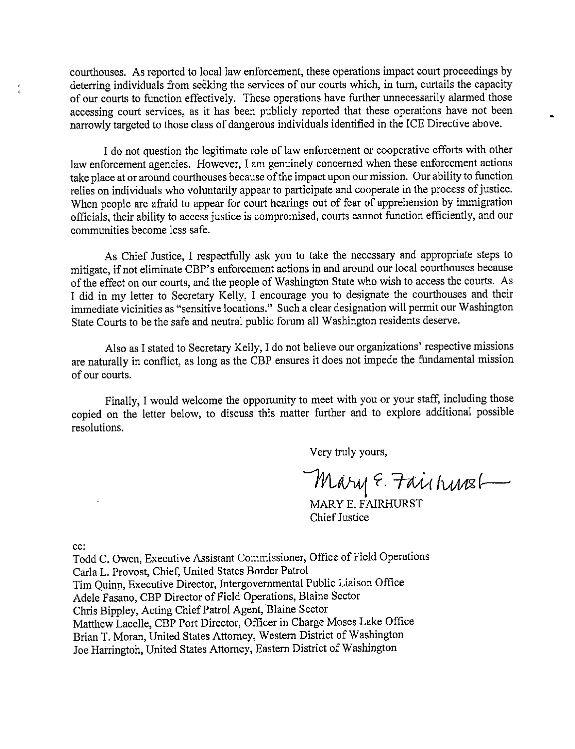courthouses. As reported to local law enforcement, these operations impact court proceedings by deterring individuals from seeking the services of our courts which, in turn, curtails the capacity of our courts to function effectively. These operations have further unnecessarily alarmed those accessing court services, as it has been publicly reported that these operations have not been narrowly targeted to those class of dangerous individuals identified in the ICE Directive above.

I do not question the legitimate role of law enforcement or cooperative efforts with other law enforcement agencies. However, I am genuinely concerned when these enforcement actions take place at or around courthouses because of the impact upon our mission. Our ability to function relies on individuals who voluntarily appear to participate and cooperate in the process of justice. When people are afraid to appear for court hearings out of fear of apprehension by immigration officials, their ability to access justice is compromised, courts cannot function efficiently, and our communities become less safe.

As Chief Justice, I respectfully ask you to take the necessary and appropriate steps to mitigate, if not eliminate CBP's enforcement actions in and around our local courthouses because of the effect on our courts, and the people of Washington State who wish to access the courts. As I did in my letter to Secretary Kelly, I encourage you to designate the courthouses and their immediate vicinities as "sensitive locations." Such a clear designation will permit our Washington State Courts to be the safe and neutral public forum all Washington residents deserve.

Also as I stated to Secretary Kelly, I do not believe our organizations' respective missions are naturally in conflict, as long as the CBP ensures it does not impede the fundamental mission of our courts.

Finally, I would welcome the opportunity to meet with you or your staff, including those copied on the letter below, to discuss this matter further and to explore additional possible resolutions.

Very truly yours,

Mary E. Fairhurst

MARY E. FAIRHURST
Chief Justice

cc:
Todd C. Owen, Executive Assistant Commissioner, Office of Field Operations
Carla L. Provost, Chief, United States Border Patrol
Tim Quinn, Executive Director, Intergovernmental Public Liaison Office
Adele Fasano, CBP Director of Field Operations, Blaine Sector
Chris Bippley, Acting Chief Patrol Agent, Blaine Sector
Matthew Lacelle, CBP Port Director, Officer in Charge Moses Lake Office
Brian T. Moran, United States Attorney, Western District of Washington
Joe Harrington, United States Attorney, Eastern District of Washington